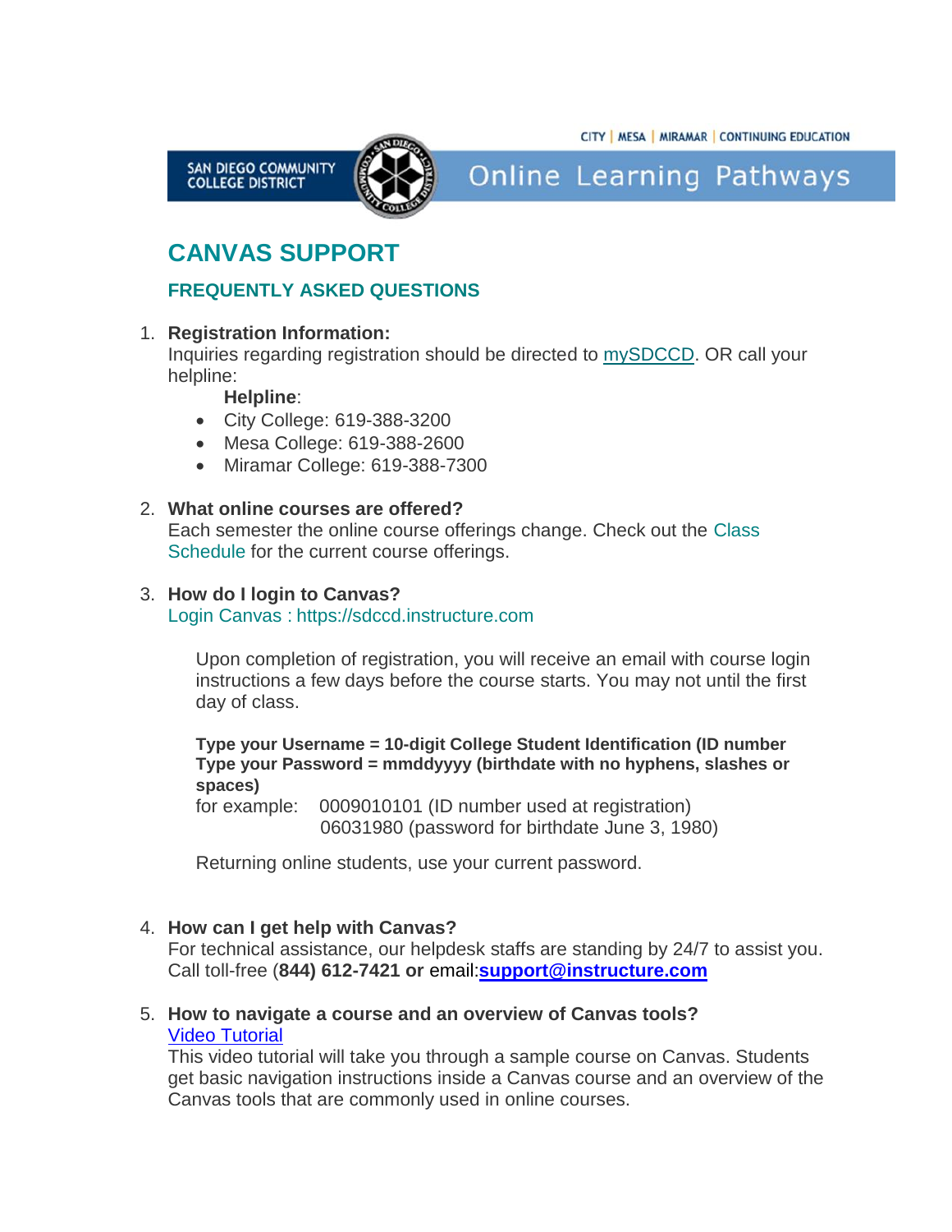CITY | MESA | MIRAMAR | CONTINUING EDUCATION

SAN DIEGO COMMUNITY COLLEGE DISTRICT

Online Learning Pathways

# CANVAS SUPPORT

## FREQUENTLY ASKED QUESTIONS

1. **Registration Information:**
   Inquiries regarding registration should be directed to mySDCCD. OR call your helpline:

   **Helpline**:
   - City College: 619-388-3200
   - Mesa College: 619-388-2600
   - Miramar College: 619-388-7300

2. **What online courses are offered?**
   Each semester the online course offerings change. Check out the Class Schedule for the current course offerings.

3. **How do I login to Canvas?**
   Login Canvas : https://sdccd.instructure.com

   Upon completion of registration, you will receive an email with course login instructions a few days before the course starts. You may not until the first day of class.

   **Type your Username = 10-digit College Student Identification (ID number**
   **Type your Password = mmddyyyy (birthdate with no hyphens, slashes or spaces)**
   for example: 0009010101 (ID number used at registration)
   06031980 (password for birthdate June 3, 1980)

   Returning online students, use your current password.

4. **How can I get help with Canvas?**
   For technical assistance, our helpdesk staffs are standing by 24/7 to assist you. Call toll-free (**844) 612-7421 or** email:**support@instructure.com**

5. **How to navigate a course and an overview of Canvas tools?**
   Video Tutorial
   This video tutorial will take you through a sample course on Canvas. Students get basic navigation instructions inside a Canvas course and an overview of the Canvas tools that are commonly used in online courses.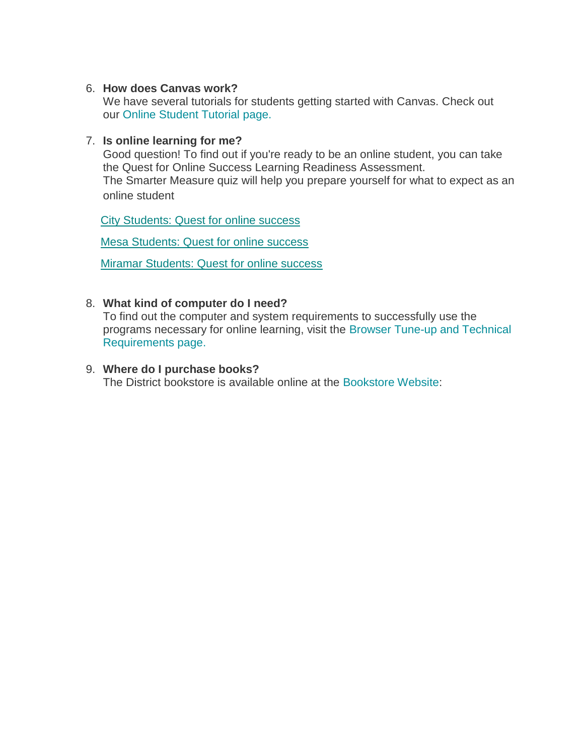6. **How does Canvas work?**
   We have several tutorials for students getting started with Canvas. Check out our Online Student Tutorial page.

7. **Is online learning for me?**
   Good question! To find out if you're ready to be an online student, you can take the Quest for Online Success Learning Readiness Assessment.
   The Smarter Measure quiz will help you prepare yourself for what to expect as an online student

   City Students: Quest for online success

   Mesa Students: Quest for online success

   Miramar Students: Quest for online success

8. **What kind of computer do I need?**
   To find out the computer and system requirements to successfully use the programs necessary for online learning, visit the Browser Tune-up and Technical Requirements page.

9. **Where do I purchase books?**
   The District bookstore is available online at the Bookstore Website: